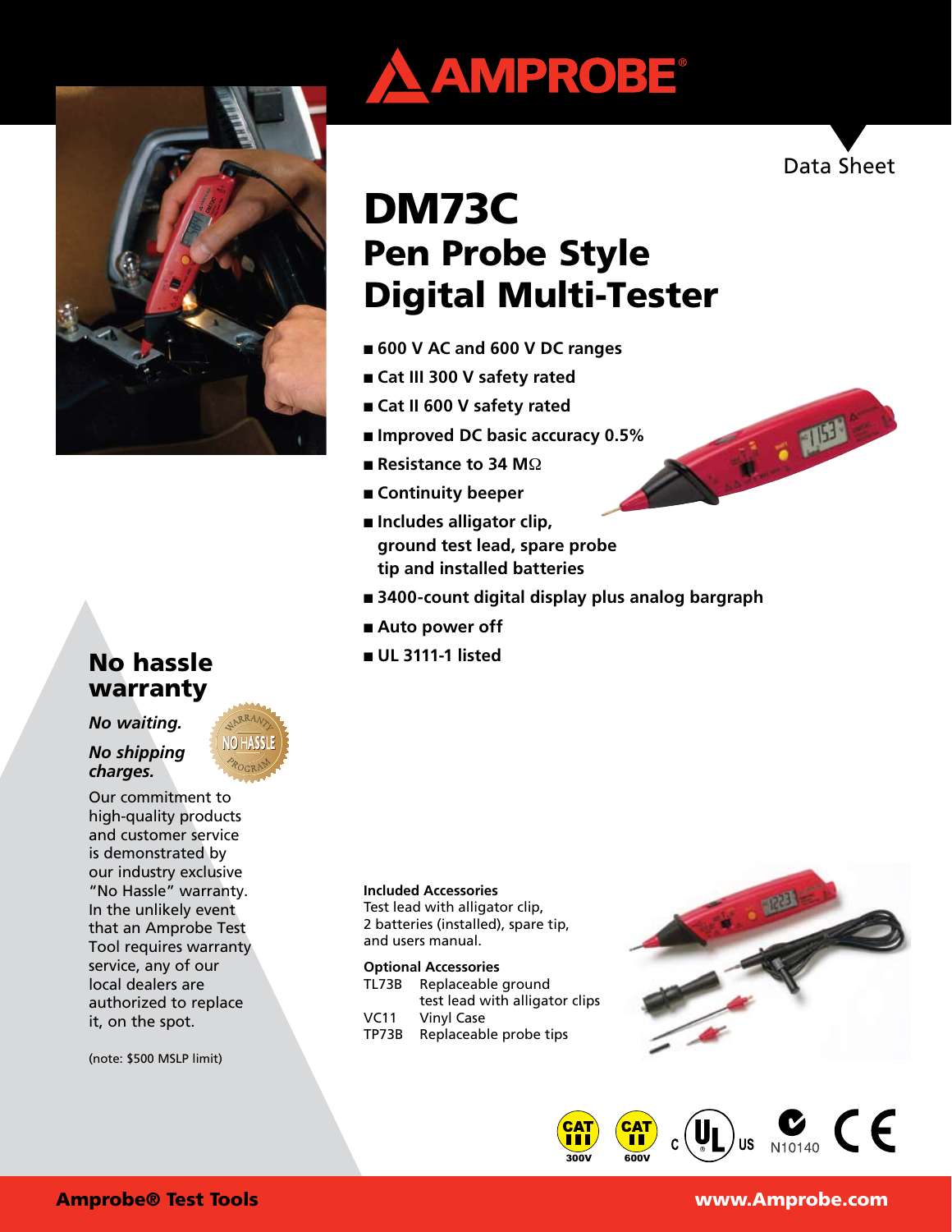# AMPROBE®

Data Sheet

# DM73C
## Pen Probe Style Digital Multi-Tester

- 600 V AC and 600 V DC ranges
- Cat III 300 V safety rated
- Cat II 600 V safety rated
- Improved DC basic accuracy 0.5%
- Resistance to 34 MΩ
- Continuity beeper
- Includes alligator clip, ground test lead, spare probe tip and installed batteries
- 3400-count digital display plus analog bargraph
- Auto power off
- UL 3111-1 listed

## No hassle warranty

*No waiting.*

*No shipping charges.*

Our commitment to high-quality products and customer service is demonstrated by our industry exclusive "No Hassle" warranty. In the unlikely event that an Amprobe Test Tool requires warranty service, any of our local dealers are authorized to replace it, on the spot.

(note: $500 MSLP limit)

**Included Accessories**
Test lead with alligator clip, 2 batteries (installed), spare tip, and users manual.

**Optional Accessories**

| | |
|---|---|
| TL73B | Replaceable ground test lead with alligator clips |
| VC11 | Vinyl Case |
| TP73B | Replaceable probe tips |

CAT III 300V CAT II 600V c UL us N10140 CE

**Amprobe® Test Tools** **www.Amprobe.com**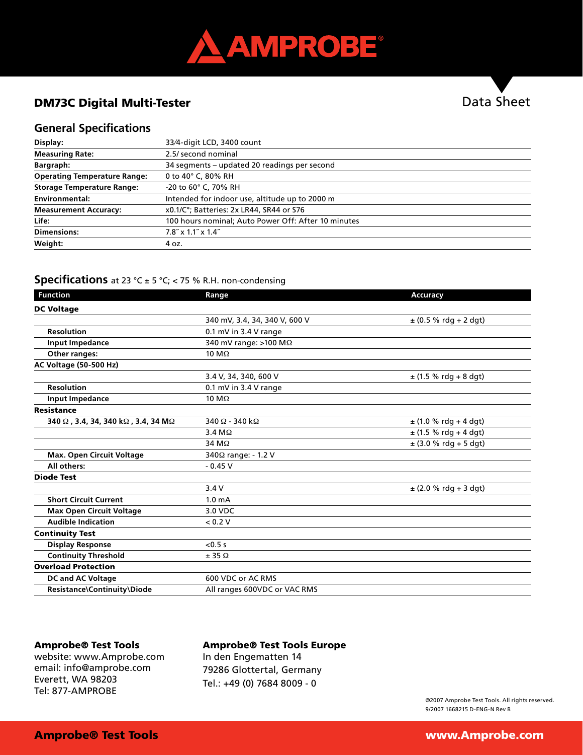# AMPROBE®

## DM73C Digital Multi-Tester

Data Sheet

### General Specifications

| | |
|---|---|
| **Display:** | 33⁄4-digit LCD, 3400 count |
| **Measuring Rate:** | 2.5/ second nominal |
| **Bargraph:** | 34 segments – updated 20 readings per second |
| **Operating Temperature Range:** | 0 to 40° C, 80% RH |
| **Storage Temperature Range:** | -20 to 60° C, 70% RH |
| **Environmental:** | Intended for indoor use, altitude up to 2000 m |
| **Measurement Accuracy:** | x0.1/C°; Batteries: 2x LR44, SR44 or S76 |
| **Life:** | 100 hours nominal; Auto Power Off: After 10 minutes |
| **Dimensions:** | 7.8˝ x 1.1˝ x 1.4˝ |
| **Weight:** | 4 oz. |

### Specifications at 23 °C ± 5 °C; < 75 % R.H. non-condensing

| Function | Range | Accuracy |
|---|---|---|
| **DC Voltage** | | |
| | 340 mV, 3.4, 34, 340 V, 600 V | ± (0.5 % rdg + 2 dgt) |
| **Resolution** | 0.1 mV in 3.4 V range | |
| **Input Impedance** | 340 mV range: >100 MΩ | |
| **Other ranges:** | 10 MΩ | |
| **AC Voltage (50-500 Hz)** | | |
| | 3.4 V, 34, 340, 600 V | ± (1.5 % rdg + 8 dgt) |
| **Resolution** | 0.1 mV in 3.4 V range | |
| **Input Impedance** | 10 MΩ | |
| **Resistance** | | |
| **340 Ω , 3.4, 34, 340 kΩ , 3.4, 34 MΩ** | 340 Ω - 340 kΩ | ± (1.0 % rdg + 4 dgt) |
| | 3.4 MΩ | ± (1.5 % rdg + 4 dgt) |
| | 34 MΩ | ± (3.0 % rdg + 5 dgt) |
| **Max. Open Circuit Voltage** | 340Ω range: - 1.2 V | |
| **All others:** | - 0.45 V | |
| **Diode Test** | | |
| | 3.4 V | ± (2.0 % rdg + 3 dgt) |
| **Short Circuit Current** | 1.0 mA | |
| **Max Open Circuit Voltage** | 3.0 VDC | |
| **Audible Indication** | < 0.2 V | |
| **Continuity Test** | | |
| **Display Response** | <0.5 s | |
| **Continuity Threshold** | ± 35 Ω | |
| **Overload Protection** | | |
| **DC and AC Voltage** | 600 VDC or AC RMS | |
| **Resistance\Continuity\Diode** | All ranges 600VDC or VAC RMS | |

**Amprobe® Test Tools**
website: www.Amprobe.com
email: info@amprobe.com
Everett, WA 98203
Tel: 877-AMPROBE

**Amprobe® Test Tools Europe**
In den Engematten 14
79286 Glottertal, Germany
Tel.: +49 (0) 7684 8009 - 0

©2007 Amprobe Test Tools. All rights reserved.
9/2007 1668215 D-ENG-N Rev B

**Amprobe® Test Tools** **www.Amprobe.com**